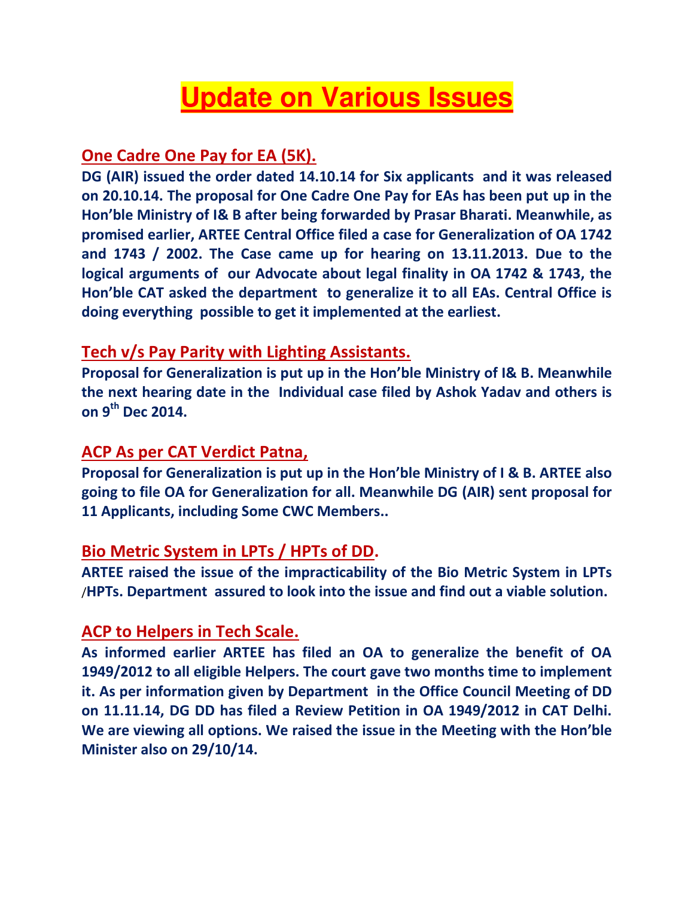# Update on Various Issues

## One Cadre One Pay for EA (5K).

**DG (AIR) issued the order dated 14.10.14 for Six applicants and it was released on 20.10.14. The proposal for One Cadre One Pay for EAs has been put up in the Hon'ble Ministry of I& B after being forwarded by Prasar Bharati. Meanwhile, as promised earlier, ARTEE Central Office filed a case for Generalization of OA 1742 and 1743 / 2002. The Case came up for hearing on 13.11.2013. Due to the logical arguments of our Advocate about legal finality in OA 1742 & 1743, the Hon'ble CAT asked the department to generalize it to all EAs. Central Office is doing everything possible to get it implemented at the earliest.**

## Tech v/s Pay Parity with Lighting Assistants.

**Proposal for Generalization is put up in the Hon'ble Ministry of I& B. Meanwhile the next hearing date in the Individual case filed by Ashok Yadav and others is on 9th Dec 2014.**

## ACP As per CAT Verdict Patna,

**Proposal for Generalization is put up in the Hon'ble Ministry of I & B. ARTEE also going to file OA for Generalization for all. Meanwhile DG (AIR) sent proposal for 11 Applicants, including Some CWC Members..**

## Bio Metric System in LPTs / HPTs of DD.

**ARTEE raised the issue of the impracticability of the Bio Metric System in LPTs /HPTs. Department assured to look into the issue and find out a viable solution.**

## ACP to Helpers in Tech Scale.

**As informed earlier ARTEE has filed an OA to generalize the benefit of OA 1949/2012 to all eligible Helpers. The court gave two months time to implement it. As per information given by Department in the Office Council Meeting of DD on 11.11.14, DG DD has filed a Review Petition in OA 1949/2012 in CAT Delhi. We are viewing all options. We raised the issue in the Meeting with the Hon'ble Minister also on 29/10/14.**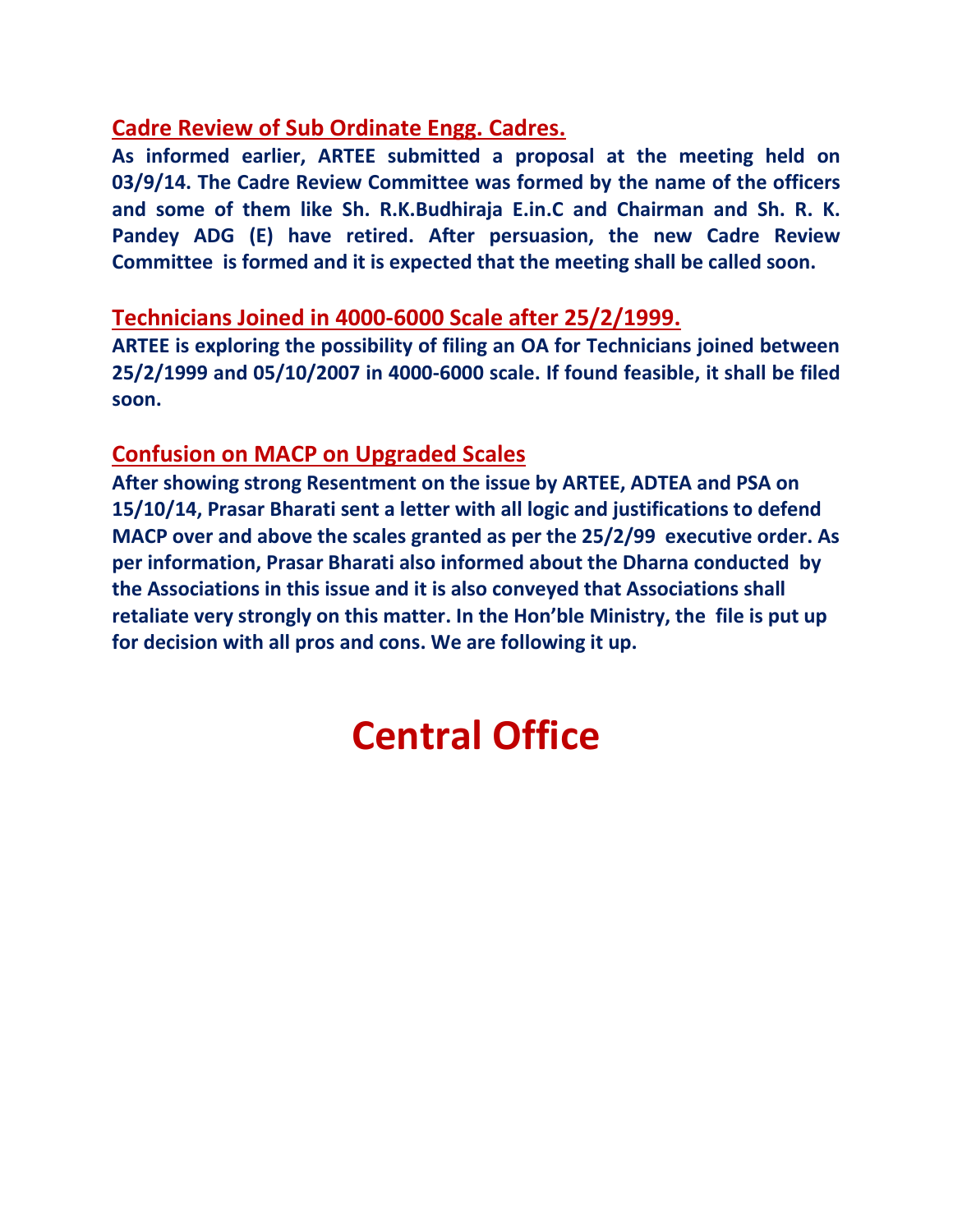## Cadre Review of Sub Ordinate Engg. Cadres.

**As informed earlier, ARTEE submitted a proposal at the meeting held on 03/9/14. The Cadre Review Committee was formed by the name of the officers and some of them like Sh. R.K.Budhiraja E.in.C and Chairman and Sh. R. K. Pandey ADG (E) have retired. After persuasion, the new Cadre Review Committee is formed and it is expected that the meeting shall be called soon.**

## Technicians Joined in 4000-6000 Scale after 25/2/1999.

**ARTEE is exploring the possibility of filing an OA for Technicians joined between 25/2/1999 and 05/10/2007 in 4000-6000 scale. If found feasible, it shall be filed soon.**

## Confusion on MACP on Upgraded Scales

**After showing strong Resentment on the issue by ARTEE, ADTEA and PSA on 15/10/14, Prasar Bharati sent a letter with all logic and justifications to defend MACP over and above the scales granted as per the 25/2/99 executive order. As per information, Prasar Bharati also informed about the Dharna conducted by the Associations in this issue and it is also conveyed that Associations shall retaliate very strongly on this matter. In the Hon'ble Ministry, the file is put up for decision with all pros and cons. We are following it up.**

# Central Office